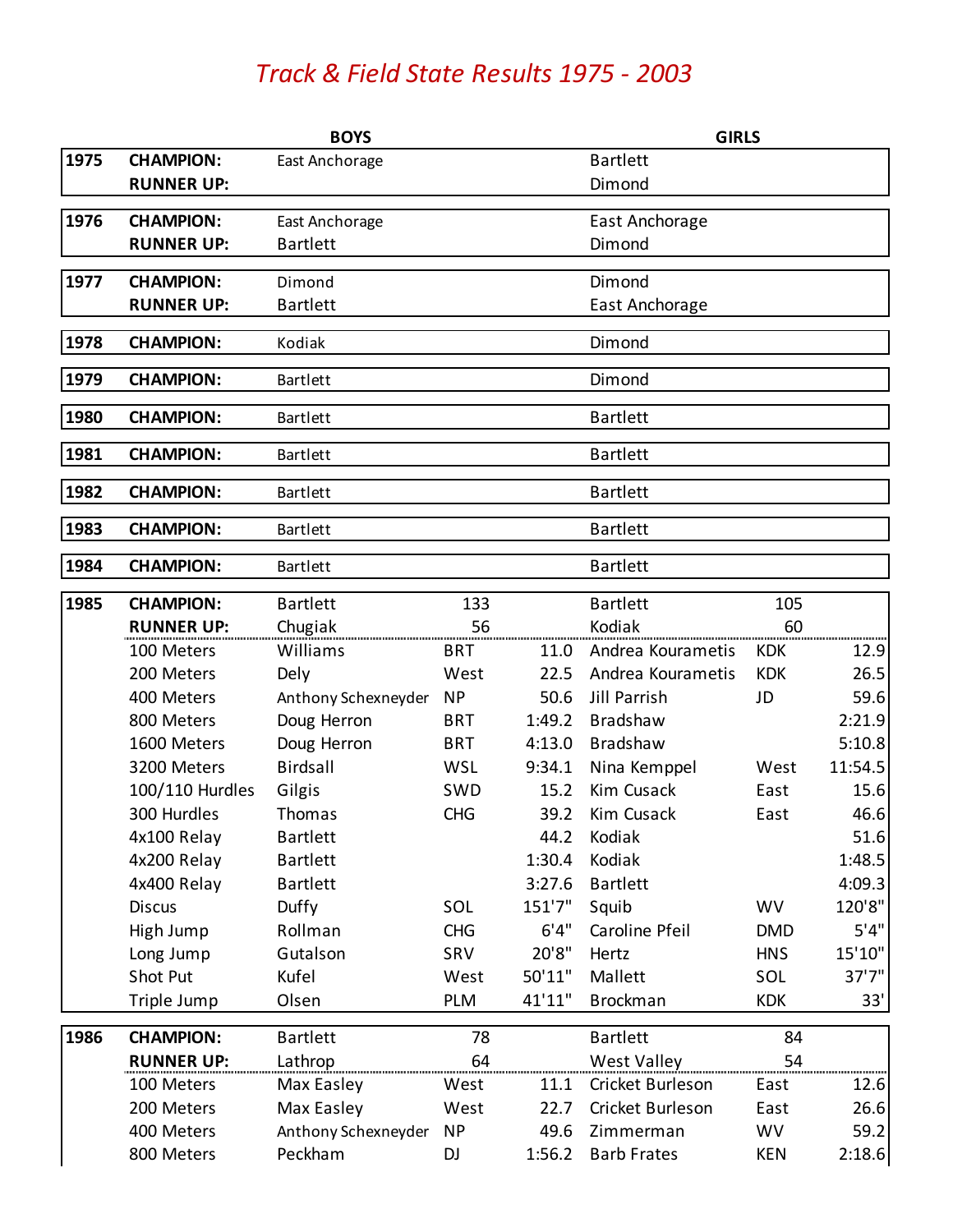# *Track & Field State Results 1975 - 2003*

| Year | | BOYS | | | GIRLS | | |
|---|---|---|---|---|---|---|---|
| 1975 | CHAMPION: | East Anchorage | | | Bartlett | | |
| | RUNNER UP: | | | | Dimond | | |
| 1976 | CHAMPION: | East Anchorage | | | East Anchorage | | |
| | RUNNER UP: | Bartlett | | | Dimond | | |
| 1977 | CHAMPION: | Dimond | | | Dimond | | |
| | RUNNER UP: | Bartlett | | | East Anchorage | | |
| 1978 | CHAMPION: | Kodiak | | | Dimond | | |
| 1979 | CHAMPION: | Bartlett | | | Dimond | | |
| 1980 | CHAMPION: | Bartlett | | | Bartlett | | |
| 1981 | CHAMPION: | Bartlett | | | Bartlett | | |
| 1982 | CHAMPION: | Bartlett | | | Bartlett | | |
| 1983 | CHAMPION: | Bartlett | | | Bartlett | | |
| 1984 | CHAMPION: | Bartlett | | | Bartlett | | |
| 1985 | CHAMPION: | Bartlett | 133 | | Bartlett | 105 | |
| | RUNNER UP: | Chugiak | 56 | | Kodiak | 60 | |
| | 100 Meters | Williams | BRT | 11.0 | Andrea Kourametis | KDK | 12.9 |
| | 200 Meters | Dely | West | 22.5 | Andrea Kourametis | KDK | 26.5 |
| | 400 Meters | Anthony Schexneyder | NP | 50.6 | Jill Parrish | JD | 59.6 |
| | 800 Meters | Doug Herron | BRT | 1:49.2 | Bradshaw | | 2:21.9 |
| | 1600 Meters | Doug Herron | BRT | 4:13.0 | Bradshaw | | 5:10.8 |
| | 3200 Meters | Birdsall | WSL | 9:34.1 | Nina Kemppel | West | 11:54.5 |
| | 100/110 Hurdles | Gilgis | SWD | 15.2 | Kim Cusack | East | 15.6 |
| | 300 Hurdles | Thomas | CHG | 39.2 | Kim Cusack | East | 46.6 |
| | 4x100 Relay | Bartlett | | 44.2 | Kodiak | | 51.6 |
| | 4x200 Relay | Bartlett | | 1:30.4 | Kodiak | | 1:48.5 |
| | 4x400 Relay | Bartlett | | 3:27.6 | Bartlett | | 4:09.3 |
| | Discus | Duffy | SOL | 151'7" | Squib | WV | 120'8" |
| | High Jump | Rollman | CHG | 6'4" | Caroline Pfeil | DMD | 5'4" |
| | Long Jump | Gutalson | SRV | 20'8" | Hertz | HNS | 15'10" |
| | Shot Put | Kufel | West | 50'11" | Mallett | SOL | 37'7" |
| | Triple Jump | Olsen | PLM | 41'11" | Brockman | KDK | 33' |
| 1986 | CHAMPION: | Bartlett | 78 | | Bartlett | 84 | |
| | RUNNER UP: | Lathrop | 64 | | West Valley | 54 | |
| | 100 Meters | Max Easley | West | 11.1 | Cricket Burleson | East | 12.6 |
| | 200 Meters | Max Easley | West | 22.7 | Cricket Burleson | East | 26.6 |
| | 400 Meters | Anthony Schexneyder | NP | 49.6 | Zimmerman | WV | 59.2 |
| | 800 Meters | Peckham | DJ | 1:56.2 | Barb Frates | KEN | 2:18.6 |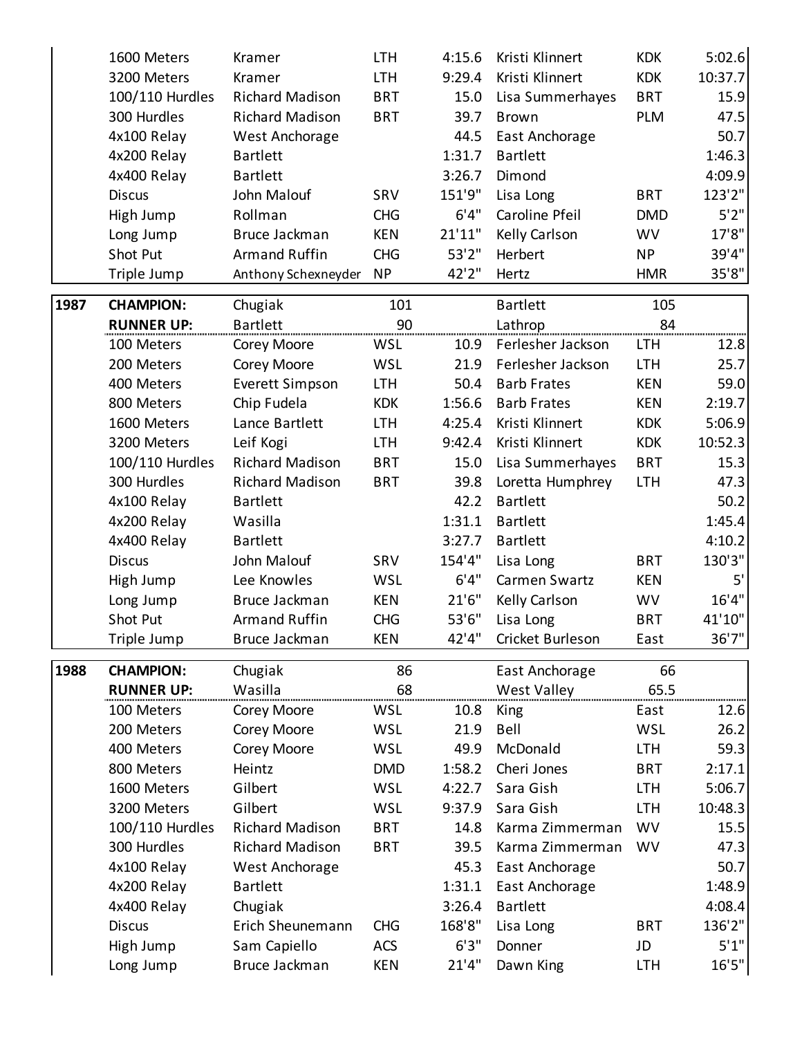| Year | Event | Boys | School | Mark | Girls | School | Mark |
|---|---|---|---|---|---|---|---|
| | 1600 Meters | Kramer | LTH | 4:15.6 | Kristi Klinnert | KDK | 5:02.6 |
| | 3200 Meters | Kramer | LTH | 9:29.4 | Kristi Klinnert | KDK | 10:37.7 |
| | 100/110 Hurdles | Richard Madison | BRT | 15.0 | Lisa Summerhayes | BRT | 15.9 |
| | 300 Hurdles | Richard Madison | BRT | 39.7 | Brown | PLM | 47.5 |
| | 4x100 Relay | West Anchorage | | 44.5 | East Anchorage | | 50.7 |
| | 4x200 Relay | Bartlett | | 1:31.7 | Bartlett | | 1:46.3 |
| | 4x400 Relay | Bartlett | | 3:26.7 | Dimond | | 4:09.9 |
| | Discus | John Malouf | SRV | 151'9" | Lisa Long | BRT | 123'2" |
| | High Jump | Rollman | CHG | 6'4" | Caroline Pfeil | DMD | 5'2" |
| | Long Jump | Bruce Jackman | KEN | 21'11" | Kelly Carlson | WV | 17'8" |
| | Shot Put | Armand Ruffin | CHG | 53'2" | Herbert | NP | 39'4" |
| | Triple Jump | Anthony Schexneyder | NP | 42'2" | Hertz | HMR | 35'8" |
| **1987** | **CHAMPION:** | Chugiak | 101 | | Bartlett | 105 | |
| | **RUNNER UP:** | Bartlett | 90 | | Lathrop | 84 | |
| | 100 Meters | Corey Moore | WSL | 10.9 | Ferlesher Jackson | LTH | 12.8 |
| | 200 Meters | Corey Moore | WSL | 21.9 | Ferlesher Jackson | LTH | 25.7 |
| | 400 Meters | Everett Simpson | LTH | 50.4 | Barb Frates | KEN | 59.0 |
| | 800 Meters | Chip Fudela | KDK | 1:56.6 | Barb Frates | KEN | 2:19.7 |
| | 1600 Meters | Lance Bartlett | LTH | 4:25.4 | Kristi Klinnert | KDK | 5:06.9 |
| | 3200 Meters | Leif Kogi | LTH | 9:42.4 | Kristi Klinnert | KDK | 10:52.3 |
| | 100/110 Hurdles | Richard Madison | BRT | 15.0 | Lisa Summerhayes | BRT | 15.3 |
| | 300 Hurdles | Richard Madison | BRT | 39.8 | Loretta Humphrey | LTH | 47.3 |
| | 4x100 Relay | Bartlett | | 42.2 | Bartlett | | 50.2 |
| | 4x200 Relay | Wasilla | | 1:31.1 | Bartlett | | 1:45.4 |
| | 4x400 Relay | Bartlett | | 3:27.7 | Bartlett | | 4:10.2 |
| | Discus | John Malouf | SRV | 154'4" | Lisa Long | BRT | 130'3" |
| | High Jump | Lee Knowles | WSL | 6'4" | Carmen Swartz | KEN | 5' |
| | Long Jump | Bruce Jackman | KEN | 21'6" | Kelly Carlson | WV | 16'4" |
| | Shot Put | Armand Ruffin | CHG | 53'6" | Lisa Long | BRT | 41'10" |
| | Triple Jump | Bruce Jackman | KEN | 42'4" | Cricket Burleson | East | 36'7" |
| **1988** | **CHAMPION:** | Chugiak | 86 | | East Anchorage | 66 | |
| | **RUNNER UP:** | Wasilla | 68 | | West Valley | 65.5 | |
| | 100 Meters | Corey Moore | WSL | 10.8 | King | East | 12.6 |
| | 200 Meters | Corey Moore | WSL | 21.9 | Bell | WSL | 26.2 |
| | 400 Meters | Corey Moore | WSL | 49.9 | McDonald | LTH | 59.3 |
| | 800 Meters | Heintz | DMD | 1:58.2 | Cheri Jones | BRT | 2:17.1 |
| | 1600 Meters | Gilbert | WSL | 4:22.7 | Sara Gish | LTH | 5:06.7 |
| | 3200 Meters | Gilbert | WSL | 9:37.9 | Sara Gish | LTH | 10:48.3 |
| | 100/110 Hurdles | Richard Madison | BRT | 14.8 | Karma Zimmerman | WV | 15.5 |
| | 300 Hurdles | Richard Madison | BRT | 39.5 | Karma Zimmerman | WV | 47.3 |
| | 4x100 Relay | West Anchorage | | 45.3 | East Anchorage | | 50.7 |
| | 4x200 Relay | Bartlett | | 1:31.1 | East Anchorage | | 1:48.9 |
| | 4x400 Relay | Chugiak | | 3:26.4 | Bartlett | | 4:08.4 |
| | Discus | Erich Sheunemann | CHG | 168'8" | Lisa Long | BRT | 136'2" |
| | High Jump | Sam Capiello | ACS | 6'3" | Donner | JD | 5'1" |
| | Long Jump | Bruce Jackman | KEN | 21'4" | Dawn King | LTH | 16'5" |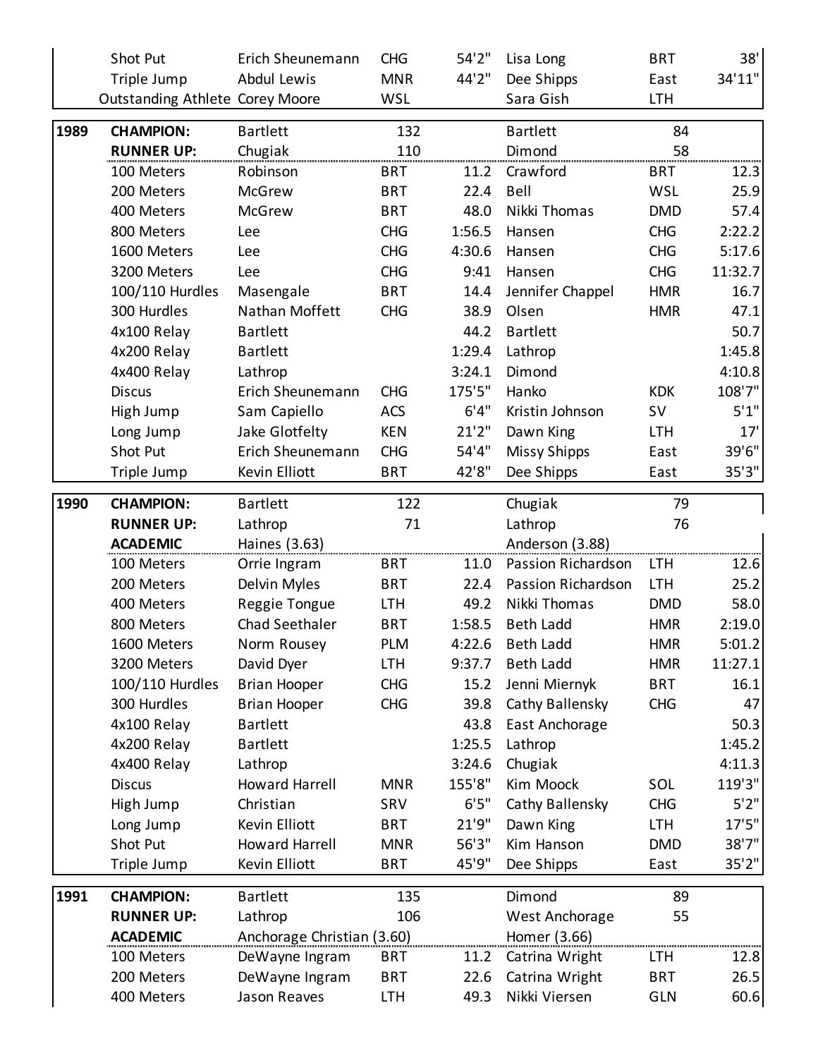| | | | | | | | |
|---|---|---|---|---|---|---|---|
| | Shot Put | Erich Sheunemann | CHG | 54'2" | Lisa Long | BRT | 38' |
| | Triple Jump | Abdul Lewis | MNR | 44'2" | Dee Shipps | East | 34'11" |
| | Outstanding Athlete | Corey Moore | WSL | | Sara Gish | LTH | |

| 1989 | | | | | | | |
|---|---|---|---|---|---|---|---|
| | **CHAMPION:** | Bartlett | 132 | | Bartlett | 84 | |
| | **RUNNER UP:** | Chugiak | 110 | | Dimond | 58 | |
| | 100 Meters | Robinson | BRT | 11.2 | Crawford | BRT | 12.3 |
| | 200 Meters | McGrew | BRT | 22.4 | Bell | WSL | 25.9 |
| | 400 Meters | McGrew | BRT | 48.0 | Nikki Thomas | DMD | 57.4 |
| | 800 Meters | Lee | CHG | 1:56.5 | Hansen | CHG | 2:22.2 |
| | 1600 Meters | Lee | CHG | 4:30.6 | Hansen | CHG | 5:17.6 |
| | 3200 Meters | Lee | CHG | 9:41 | Hansen | CHG | 11:32.7 |
| | 100/110 Hurdles | Masengale | BRT | 14.4 | Jennifer Chappel | HMR | 16.7 |
| | 300 Hurdles | Nathan Moffett | CHG | 38.9 | Olsen | HMR | 47.1 |
| | 4x100 Relay | Bartlett | | 44.2 | Bartlett | | 50.7 |
| | 4x200 Relay | Bartlett | | 1:29.4 | Lathrop | | 1:45.8 |
| | 4x400 Relay | Lathrop | | 3:24.1 | Dimond | | 4:10.8 |
| | Discus | Erich Sheunemann | CHG | 175'5" | Hanko | KDK | 108'7" |
| | High Jump | Sam Capiello | ACS | 6'4" | Kristin Johnson | SV | 5'1" |
| | Long Jump | Jake Glotfelty | KEN | 21'2" | Dawn King | LTH | 17' |
| | Shot Put | Erich Sheunemann | CHG | 54'4" | Missy Shipps | East | 39'6" |
| | Triple Jump | Kevin Elliott | BRT | 42'8" | Dee Shipps | East | 35'3" |

| 1990 | | | | | | | |
|---|---|---|---|---|---|---|---|
| | **CHAMPION:** | Bartlett | 122 | | Chugiak | 79 | |
| | **RUNNER UP:** | Lathrop | 71 | | Lathrop | 76 | |
| | **ACADEMIC** | Haines (3.63) | | | Anderson (3.88) | | |
| | 100 Meters | Orrie Ingram | BRT | 11.0 | Passion Richardson | LTH | 12.6 |
| | 200 Meters | Delvin Myles | BRT | 22.4 | Passion Richardson | LTH | 25.2 |
| | 400 Meters | Reggie Tongue | LTH | 49.2 | Nikki Thomas | DMD | 58.0 |
| | 800 Meters | Chad Seethaler | BRT | 1:58.5 | Beth Ladd | HMR | 2:19.0 |
| | 1600 Meters | Norm Rousey | PLM | 4:22.6 | Beth Ladd | HMR | 5:01.2 |
| | 3200 Meters | David Dyer | LTH | 9:37.7 | Beth Ladd | HMR | 11:27.1 |
| | 100/110 Hurdles | Brian Hooper | CHG | 15.2 | Jenni Miernyk | BRT | 16.1 |
| | 300 Hurdles | Brian Hooper | CHG | 39.8 | Cathy Ballensky | CHG | 47 |
| | 4x100 Relay | Bartlett | | 43.8 | East Anchorage | | 50.3 |
| | 4x200 Relay | Bartlett | | 1:25.5 | Lathrop | | 1:45.2 |
| | 4x400 Relay | Lathrop | | 3:24.6 | Chugiak | | 4:11.3 |
| | Discus | Howard Harrell | MNR | 155'8" | Kim Moock | SOL | 119'3" |
| | High Jump | Christian | SRV | 6'5" | Cathy Ballensky | CHG | 5'2" |
| | Long Jump | Kevin Elliott | BRT | 21'9" | Dawn King | LTH | 17'5" |
| | Shot Put | Howard Harrell | MNR | 56'3" | Kim Hanson | DMD | 38'7" |
| | Triple Jump | Kevin Elliott | BRT | 45'9" | Dee Shipps | East | 35'2" |

| 1991 | | | | | | | |
|---|---|---|---|---|---|---|---|
| | **CHAMPION:** | Bartlett | 135 | | Dimond | 89 | |
| | **RUNNER UP:** | Lathrop | 106 | | West Anchorage | 55 | |
| | **ACADEMIC** | Anchorage Christian (3.60) | | | Homer (3.66) | | |
| | 100 Meters | DeWayne Ingram | BRT | 11.2 | Catrina Wright | LTH | 12.8 |
| | 200 Meters | DeWayne Ingram | BRT | 22.6 | Catrina Wright | BRT | 26.5 |
| | 400 Meters | Jason Reaves | LTH | 49.3 | Nikki Viersen | GLN | 60.6 |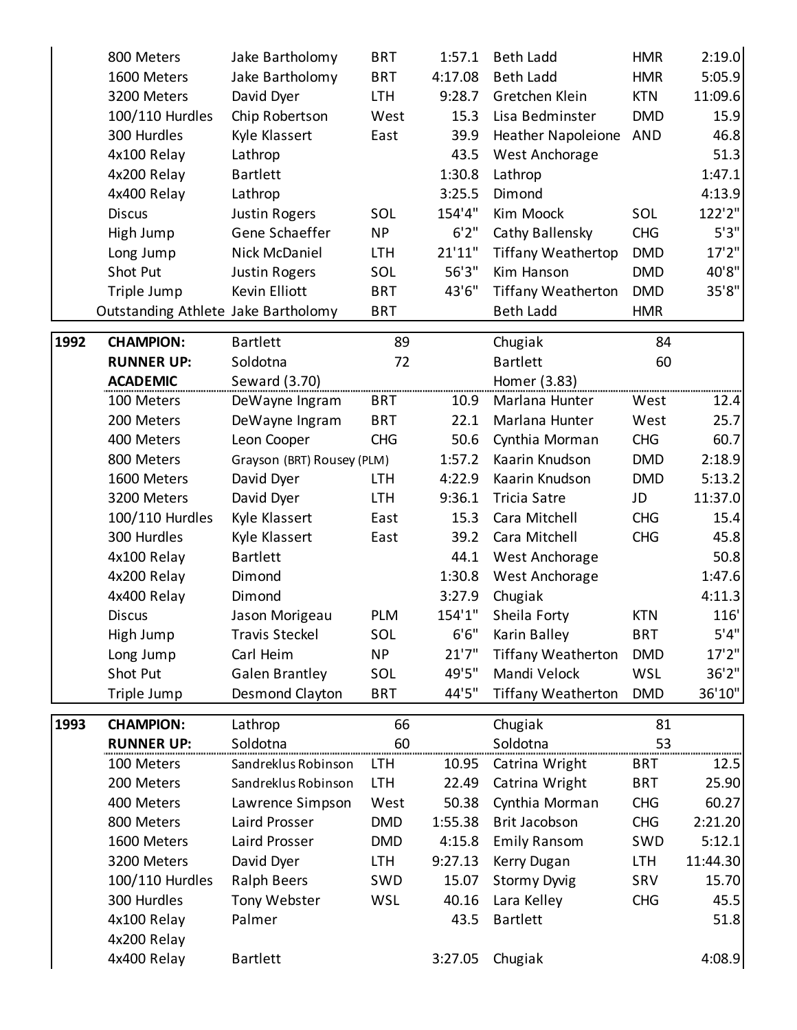| | Event | Boys | School | Mark | Girls | School | Mark |
|---|---|---|---|---|---|---|---|
| | 800 Meters | Jake Bartholomy | BRT | 1:57.1 | Beth Ladd | HMR | 2:19.0 |
| | 1600 Meters | Jake Bartholomy | BRT | 4:17.08 | Beth Ladd | HMR | 5:05.9 |
| | 3200 Meters | David Dyer | LTH | 9:28.7 | Gretchen Klein | KTN | 11:09.6 |
| | 100/110 Hurdles | Chip Robertson | West | 15.3 | Lisa Bedminster | DMD | 15.9 |
| | 300 Hurdles | Kyle Klassert | East | 39.9 | Heather Napoleione | AND | 46.8 |
| | 4x100 Relay | Lathrop | | 43.5 | West Anchorage | | 51.3 |
| | 4x200 Relay | Bartlett | | 1:30.8 | Lathrop | | 1:47.1 |
| | 4x400 Relay | Lathrop | | 3:25.5 | Dimond | | 4:13.9 |
| | Discus | Justin Rogers | SOL | 154'4" | Kim Moock | SOL | 122'2" |
| | High Jump | Gene Schaeffer | NP | 6'2" | Cathy Ballensky | CHG | 5'3" |
| | Long Jump | Nick McDaniel | LTH | 21'11" | Tiffany Weathertop | DMD | 17'2" |
| | Shot Put | Justin Rogers | SOL | 56'3" | Kim Hanson | DMD | 40'8" |
| | Triple Jump | Kevin Elliott | BRT | 43'6" | Tiffany Weatherton | DMD | 35'8" |
| | Outstanding Athlete | Jake Bartholomy | BRT | | Beth Ladd | HMR | |

| Year | Event | Boys | School | Mark | Girls | School | Mark |
|---|---|---|---|---|---|---|---|
| **1992** | **CHAMPION:** | Bartlett | 89 | | Chugiak | 84 | |
| | **RUNNER UP:** | Soldotna | 72 | | Bartlett | 60 | |
| | **ACADEMIC** | Seward (3.70) | | | Homer (3.83) | | |
| | 100 Meters | DeWayne Ingram | BRT | 10.9 | Marlana Hunter | West | 12.4 |
| | 200 Meters | DeWayne Ingram | BRT | 22.1 | Marlana Hunter | West | 25.7 |
| | 400 Meters | Leon Cooper | CHG | 50.6 | Cynthia Morman | CHG | 60.7 |
| | 800 Meters | Grayson (BRT) Rousey (PLM) | | 1:57.2 | Kaarin Knudson | DMD | 2:18.9 |
| | 1600 Meters | David Dyer | LTH | 4:22.9 | Kaarin Knudson | DMD | 5:13.2 |
| | 3200 Meters | David Dyer | LTH | 9:36.1 | Tricia Satre | JD | 11:37.0 |
| | 100/110 Hurdles | Kyle Klassert | East | 15.3 | Cara Mitchell | CHG | 15.4 |
| | 300 Hurdles | Kyle Klassert | East | 39.2 | Cara Mitchell | CHG | 45.8 |
| | 4x100 Relay | Bartlett | | 44.1 | West Anchorage | | 50.8 |
| | 4x200 Relay | Dimond | | 1:30.8 | West Anchorage | | 1:47.6 |
| | 4x400 Relay | Dimond | | 3:27.9 | Chugiak | | 4:11.3 |
| | Discus | Jason Morigeau | PLM | 154'1" | Sheila Forty | KTN | 116' |
| | High Jump | Travis Steckel | SOL | 6'6" | Karin Balley | BRT | 5'4" |
| | Long Jump | Carl Heim | NP | 21'7" | Tiffany Weatherton | DMD | 17'2" |
| | Shot Put | Galen Brantley | SOL | 49'5" | Mandi Velock | WSL | 36'2" |
| | Triple Jump | Desmond Clayton | BRT | 44'5" | Tiffany Weatherton | DMD | 36'10" |

| Year | Event | Boys | School | Mark | Girls | School | Mark |
|---|---|---|---|---|---|---|---|
| **1993** | **CHAMPION:** | Lathrop | 66 | | Chugiak | 81 | |
| | **RUNNER UP:** | Soldotna | 60 | | Soldotna | 53 | |
| | 100 Meters | Sandreklus Robinson | LTH | 10.95 | Catrina Wright | BRT | 12.5 |
| | 200 Meters | Sandreklus Robinson | LTH | 22.49 | Catrina Wright | BRT | 25.90 |
| | 400 Meters | Lawrence Simpson | West | 50.38 | Cynthia Morman | CHG | 60.27 |
| | 800 Meters | Laird Prosser | DMD | 1:55.38 | Brit Jacobson | CHG | 2:21.20 |
| | 1600 Meters | Laird Prosser | DMD | 4:15.8 | Emily Ransom | SWD | 5:12.1 |
| | 3200 Meters | David Dyer | LTH | 9:27.13 | Kerry Dugan | LTH | 11:44.30 |
| | 100/110 Hurdles | Ralph Beers | SWD | 15.07 | Stormy Dyvig | SRV | 15.70 |
| | 300 Hurdles | Tony Webster | WSL | 40.16 | Lara Kelley | CHG | 45.5 |
| | 4x100 Relay | Palmer | | 43.5 | Bartlett | | 51.8 |
| | 4x200 Relay | | | | | | |
| | 4x400 Relay | Bartlett | | 3:27.05 | Chugiak | | 4:08.9 |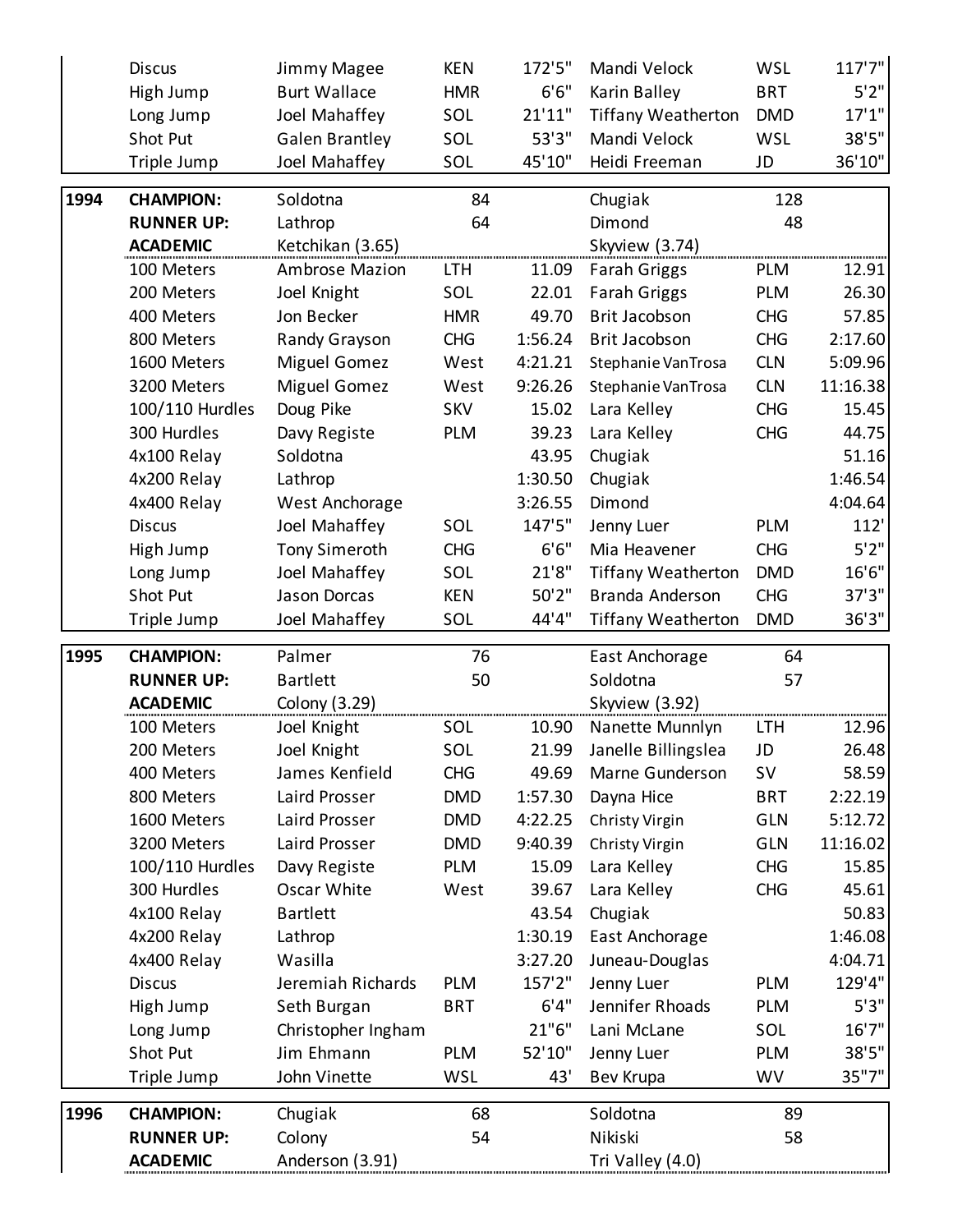| | | | | | | | |
|---|---|---|---|---|---|---|---|
| | Discus | Jimmy Magee | KEN | 172'5" | Mandi Velock | WSL | 117'7" |
| | High Jump | Burt Wallace | HMR | 6'6" | Karin Balley | BRT | 5'2" |
| | Long Jump | Joel Mahaffey | SOL | 21'11" | Tiffany Weatherton | DMD | 17'1" |
| | Shot Put | Galen Brantley | SOL | 53'3" | Mandi Velock | WSL | 38'5" |
| | Triple Jump | Joel Mahaffey | SOL | 45'10" | Heidi Freeman | JD | 36'10" |

| | | | | | | | |
|---|---|---|---|---|---|---|---|
| **1994** | **CHAMPION:** | Soldotna | 84 | | Chugiak | 128 | |
| | **RUNNER UP:** | Lathrop | 64 | | Dimond | 48 | |
| | **ACADEMIC** | Ketchikan (3.65) | | | Skyview (3.74) | | |
| | 100 Meters | Ambrose Mazion | LTH | 11.09 | Farah Griggs | PLM | 12.91 |
| | 200 Meters | Joel Knight | SOL | 22.01 | Farah Griggs | PLM | 26.30 |
| | 400 Meters | Jon Becker | HMR | 49.70 | Brit Jacobson | CHG | 57.85 |
| | 800 Meters | Randy Grayson | CHG | 1:56.24 | Brit Jacobson | CHG | 2:17.60 |
| | 1600 Meters | Miguel Gomez | West | 4:21.21 | Stephanie VanTrosa | CLN | 5:09.96 |
| | 3200 Meters | Miguel Gomez | West | 9:26.26 | Stephanie VanTrosa | CLN | 11:16.38 |
| | 100/110 Hurdles | Doug Pike | SKV | 15.02 | Lara Kelley | CHG | 15.45 |
| | 300 Hurdles | Davy Registe | PLM | 39.23 | Lara Kelley | CHG | 44.75 |
| | 4x100 Relay | Soldotna | | 43.95 | Chugiak | | 51.16 |
| | 4x200 Relay | Lathrop | | 1:30.50 | Chugiak | | 1:46.54 |
| | 4x400 Relay | West Anchorage | | 3:26.55 | Dimond | | 4:04.64 |
| | Discus | Joel Mahaffey | SOL | 147'5" | Jenny Luer | PLM | 112' |
| | High Jump | Tony Simeroth | CHG | 6'6" | Mia Heavener | CHG | 5'2" |
| | Long Jump | Joel Mahaffey | SOL | 21'8" | Tiffany Weatherton | DMD | 16'6" |
| | Shot Put | Jason Dorcas | KEN | 50'2" | Branda Anderson | CHG | 37'3" |
| | Triple Jump | Joel Mahaffey | SOL | 44'4" | Tiffany Weatherton | DMD | 36'3" |

| | | | | | | | |
|---|---|---|---|---|---|---|---|
| **1995** | **CHAMPION:** | Palmer | 76 | | East Anchorage | 64 | |
| | **RUNNER UP:** | Bartlett | 50 | | Soldotna | 57 | |
| | **ACADEMIC** | Colony (3.29) | | | Skyview (3.92) | | |
| | 100 Meters | Joel Knight | SOL | 10.90 | Nanette Munnlyn | LTH | 12.96 |
| | 200 Meters | Joel Knight | SOL | 21.99 | Janelle Billingslea | JD | 26.48 |
| | 400 Meters | James Kenfield | CHG | 49.69 | Marne Gunderson | SV | 58.59 |
| | 800 Meters | Laird Prosser | DMD | 1:57.30 | Dayna Hice | BRT | 2:22.19 |
| | 1600 Meters | Laird Prosser | DMD | 4:22.25 | Christy Virgin | GLN | 5:12.72 |
| | 3200 Meters | Laird Prosser | DMD | 9:40.39 | Christy Virgin | GLN | 11:16.02 |
| | 100/110 Hurdles | Davy Registe | PLM | 15.09 | Lara Kelley | CHG | 15.85 |
| | 300 Hurdles | Oscar White | West | 39.67 | Lara Kelley | CHG | 45.61 |
| | 4x100 Relay | Bartlett | | 43.54 | Chugiak | | 50.83 |
| | 4x200 Relay | Lathrop | | 1:30.19 | East Anchorage | | 1:46.08 |
| | 4x400 Relay | Wasilla | | 3:27.20 | Juneau-Douglas | | 4:04.71 |
| | Discus | Jeremiah Richards | PLM | 157'2" | Jenny Luer | PLM | 129'4" |
| | High Jump | Seth Burgan | BRT | 6'4" | Jennifer Rhoads | PLM | 5'3" |
| | Long Jump | Christopher Ingham | | 21"6" | Lani McLane | SOL | 16'7" |
| | Shot Put | Jim Ehmann | PLM | 52'10" | Jenny Luer | PLM | 38'5" |
| | Triple Jump | John Vinette | WSL | 43' | Bev Krupa | WV | 35"7" |

| | | | | | | | |
|---|---|---|---|---|---|---|---|
| **1996** | **CHAMPION:** | Chugiak | 68 | | Soldotna | 89 | |
| | **RUNNER UP:** | Colony | 54 | | Nikiski | 58 | |
| | **ACADEMIC** | Anderson (3.91) | | | Tri Valley (4.0) | | |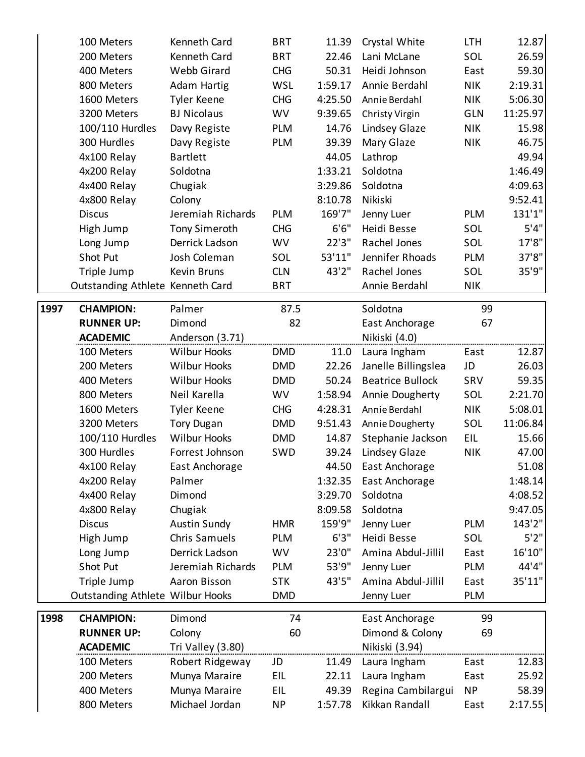| | | | | | | | |
|---|---|---|---|---|---|---|---|
| | 100 Meters | Kenneth Card | BRT | 11.39 | Crystal White | LTH | 12.87 |
| | 200 Meters | Kenneth Card | BRT | 22.46 | Lani McLane | SOL | 26.59 |
| | 400 Meters | Webb Girard | CHG | 50.31 | Heidi Johnson | East | 59.30 |
| | 800 Meters | Adam Hartig | WSL | 1:59.17 | Annie Berdahl | NIK | 2:19.31 |
| | 1600 Meters | Tyler Keene | CHG | 4:25.50 | Annie Berdahl | NIK | 5:06.30 |
| | 3200 Meters | BJ Nicolaus | WV | 9:39.65 | Christy Virgin | GLN | 11:25.97 |
| | 100/110 Hurdles | Davy Registe | PLM | 14.76 | Lindsey Glaze | NIK | 15.98 |
| | 300 Hurdles | Davy Registe | PLM | 39.39 | Mary Glaze | NIK | 46.75 |
| | 4x100 Relay | Bartlett | | 44.05 | Lathrop | | 49.94 |
| | 4x200 Relay | Soldotna | | 1:33.21 | Soldotna | | 1:46.49 |
| | 4x400 Relay | Chugiak | | 3:29.86 | Soldotna | | 4:09.63 |
| | 4x800 Relay | Colony | | 8:10.78 | Nikiski | | 9:52.41 |
| | Discus | Jeremiah Richards | PLM | 169'7" | Jenny Luer | PLM | 131'1" |
| | High Jump | Tony Simeroth | CHG | 6'6" | Heidi Besse | SOL | 5'4" |
| | Long Jump | Derrick Ladson | WV | 22'3" | Rachel Jones | SOL | 17'8" |
| | Shot Put | Josh Coleman | SOL | 53'11" | Jennifer Rhoads | PLM | 37'8" |
| | Triple Jump | Kevin Bruns | CLN | 43'2" | Rachel Jones | SOL | 35'9" |
| | Outstanding Athlete | Kenneth Card | BRT | | Annie Berdahl | NIK | |

| | | | | | | | |
|---|---|---|---|---|---|---|---|
| **1997** | **CHAMPION:** | Palmer | 87.5 | | Soldotna | 99 | |
| | **RUNNER UP:** | Dimond | 82 | | East Anchorage | 67 | |
| | **ACADEMIC** | Anderson (3.71) | | | Nikiski (4.0) | | |
| | 100 Meters | Wilbur Hooks | DMD | 11.0 | Laura Ingham | East | 12.87 |
| | 200 Meters | Wilbur Hooks | DMD | 22.26 | Janelle Billingslea | JD | 26.03 |
| | 400 Meters | Wilbur Hooks | DMD | 50.24 | Beatrice Bullock | SRV | 59.35 |
| | 800 Meters | Neil Karella | WV | 1:58.94 | Annie Dougherty | SOL | 2:21.70 |
| | 1600 Meters | Tyler Keene | CHG | 4:28.31 | Annie Berdahl | NIK | 5:08.01 |
| | 3200 Meters | Tory Dugan | DMD | 9:51.43 | Annie Dougherty | SOL | 11:06.84 |
| | 100/110 Hurdles | Wilbur Hooks | DMD | 14.87 | Stephanie Jackson | EIL | 15.66 |
| | 300 Hurdles | Forrest Johnson | SWD | 39.24 | Lindsey Glaze | NIK | 47.00 |
| | 4x100 Relay | East Anchorage | | 44.50 | East Anchorage | | 51.08 |
| | 4x200 Relay | Palmer | | 1:32.35 | East Anchorage | | 1:48.14 |
| | 4x400 Relay | Dimond | | 3:29.70 | Soldotna | | 4:08.52 |
| | 4x800 Relay | Chugiak | | 8:09.58 | Soldotna | | 9:47.05 |
| | Discus | Austin Sundy | HMR | 159'9" | Jenny Luer | PLM | 143'2" |
| | High Jump | Chris Samuels | PLM | 6'3" | Heidi Besse | SOL | 5'2" |
| | Long Jump | Derrick Ladson | WV | 23'0" | Amina Abdul-Jillil | East | 16'10" |
| | Shot Put | Jeremiah Richards | PLM | 53'9" | Jenny Luer | PLM | 44'4" |
| | Triple Jump | Aaron Bisson | STK | 43'5" | Amina Abdul-Jillil | East | 35'11" |
| | Outstanding Athlete | Wilbur Hooks | DMD | | Jenny Luer | PLM | |

| | | | | | | | |
|---|---|---|---|---|---|---|---|
| **1998** | **CHAMPION:** | Dimond | 74 | | East Anchorage | 99 | |
| | **RUNNER UP:** | Colony | 60 | | Dimond & Colony | 69 | |
| | **ACADEMIC** | Tri Valley (3.80) | | | Nikiski (3.94) | | |
| | 100 Meters | Robert Ridgeway | JD | 11.49 | Laura Ingham | East | 12.83 |
| | 200 Meters | Munya Maraire | EIL | 22.11 | Laura Ingham | East | 25.92 |
| | 400 Meters | Munya Maraire | EIL | 49.39 | Regina Cambilargui | NP | 58.39 |
| | 800 Meters | Michael Jordan | NP | 1:57.78 | Kikkan Randall | East | 2:17.55 |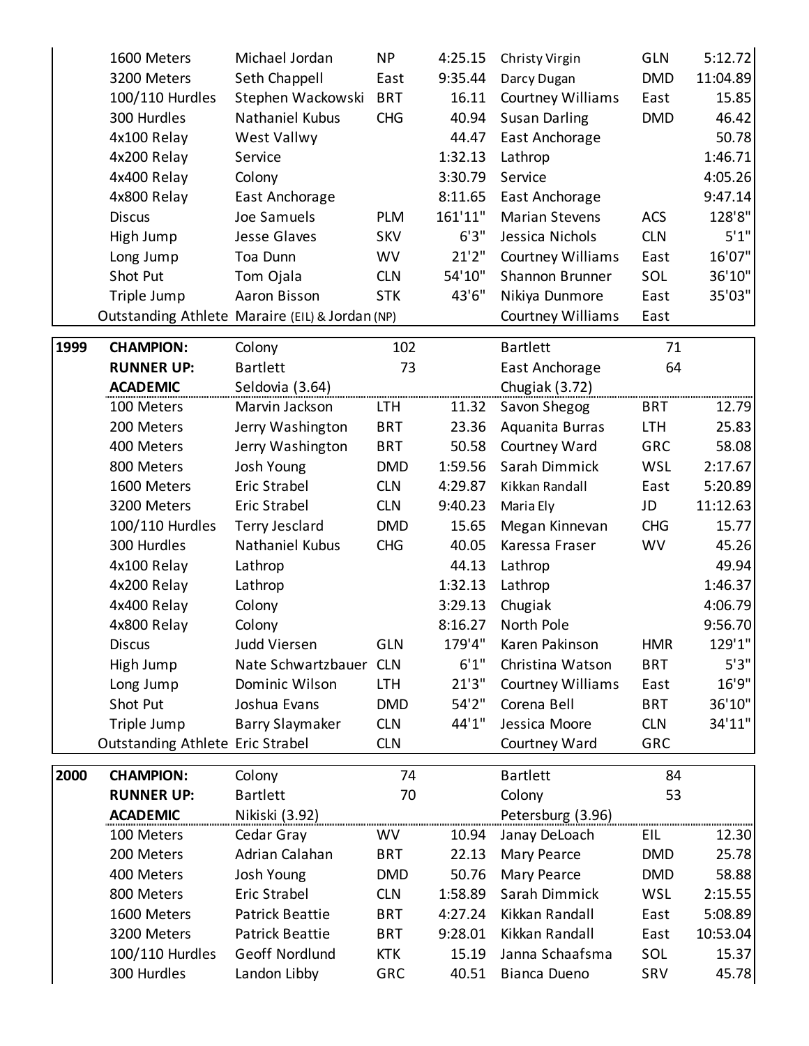| | | | | | | | |
|---|---|---|---|---|---|---|---|
| | 1600 Meters | Michael Jordan | NP | 4:25.15 | Christy Virgin | GLN | 5:12.72 |
| | 3200 Meters | Seth Chappell | East | 9:35.44 | Darcy Dugan | DMD | 11:04.89 |
| | 100/110 Hurdles | Stephen Wackowski | BRT | 16.11 | Courtney Williams | East | 15.85 |
| | 300 Hurdles | Nathaniel Kubus | CHG | 40.94 | Susan Darling | DMD | 46.42 |
| | 4x100 Relay | West Vallwy | | 44.47 | East Anchorage | | 50.78 |
| | 4x200 Relay | Service | | 1:32.13 | Lathrop | | 1:46.71 |
| | 4x400 Relay | Colony | | 3:30.79 | Service | | 4:05.26 |
| | 4x800 Relay | East Anchorage | | 8:11.65 | East Anchorage | | 9:47.14 |
| | Discus | Joe Samuels | PLM | 161'11" | Marian Stevens | ACS | 128'8" |
| | High Jump | Jesse Glaves | SKV | 6'3" | Jessica Nichols | CLN | 5'1" |
| | Long Jump | Toa Dunn | WV | 21'2" | Courtney Williams | East | 16'07" |
| | Shot Put | Tom Ojala | CLN | 54'10" | Shannon Brunner | SOL | 36'10" |
| | Triple Jump | Aaron Bisson | STK | 43'6" | Nikiya Dunmore | East | 35'03" |
| | Outstanding Athlete | Maraire (EIL) & Jordan (NP) | | | Courtney Williams | East | |

| | | | | | | | |
|---|---|---|---|---|---|---|---|
| **1999** | **CHAMPION:** | Colony | 102 | | Bartlett | 71 | |
| | **RUNNER UP:** | Bartlett | 73 | | East Anchorage | 64 | |
| | **ACADEMIC** | Seldovia (3.64) | | | Chugiak (3.72) | | |
| | 100 Meters | Marvin Jackson | LTH | 11.32 | Savon Shegog | BRT | 12.79 |
| | 200 Meters | Jerry Washington | BRT | 23.36 | Aquanita Burras | LTH | 25.83 |
| | 400 Meters | Jerry Washington | BRT | 50.58 | Courtney Ward | GRC | 58.08 |
| | 800 Meters | Josh Young | DMD | 1:59.56 | Sarah Dimmick | WSL | 2:17.67 |
| | 1600 Meters | Eric Strabel | CLN | 4:29.87 | Kikkan Randall | East | 5:20.89 |
| | 3200 Meters | Eric Strabel | CLN | 9:40.23 | Maria Ely | JD | 11:12.63 |
| | 100/110 Hurdles | Terry Jesclard | DMD | 15.65 | Megan Kinnevan | CHG | 15.77 |
| | 300 Hurdles | Nathaniel Kubus | CHG | 40.05 | Karessa Fraser | WV | 45.26 |
| | 4x100 Relay | Lathrop | | 44.13 | Lathrop | | 49.94 |
| | 4x200 Relay | Lathrop | | 1:32.13 | Lathrop | | 1:46.37 |
| | 4x400 Relay | Colony | | 3:29.13 | Chugiak | | 4:06.79 |
| | 4x800 Relay | Colony | | 8:16.27 | North Pole | | 9:56.70 |
| | Discus | Judd Viersen | GLN | 179'4" | Karen Pakinson | HMR | 129'1" |
| | High Jump | Nate Schwartzbauer | CLN | 6'1" | Christina Watson | BRT | 5'3" |
| | Long Jump | Dominic Wilson | LTH | 21'3" | Courtney Williams | East | 16'9" |
| | Shot Put | Joshua Evans | DMD | 54'2" | Corena Bell | BRT | 36'10" |
| | Triple Jump | Barry Slaymaker | CLN | 44'1" | Jessica Moore | CLN | 34'11" |
| | Outstanding Athlete | Eric Strabel | CLN | | Courtney Ward | GRC | |

| | | | | | | | |
|---|---|---|---|---|---|---|---|
| **2000** | **CHAMPION:** | Colony | 74 | | Bartlett | 84 | |
| | **RUNNER UP:** | Bartlett | 70 | | Colony | 53 | |
| | **ACADEMIC** | Nikiski (3.92) | | | Petersburg (3.96) | | |
| | 100 Meters | Cedar Gray | WV | 10.94 | Janay DeLoach | EIL | 12.30 |
| | 200 Meters | Adrian Calahan | BRT | 22.13 | Mary Pearce | DMD | 25.78 |
| | 400 Meters | Josh Young | DMD | 50.76 | Mary Pearce | DMD | 58.88 |
| | 800 Meters | Eric Strabel | CLN | 1:58.89 | Sarah Dimmick | WSL | 2:15.55 |
| | 1600 Meters | Patrick Beattie | BRT | 4:27.24 | Kikkan Randall | East | 5:08.89 |
| | 3200 Meters | Patrick Beattie | BRT | 9:28.01 | Kikkan Randall | East | 10:53.04 |
| | 100/110 Hurdles | Geoff Nordlund | KTK | 15.19 | Janna Schaafsma | SOL | 15.37 |
| | 300 Hurdles | Landon Libby | GRC | 40.51 | Bianca Dueno | SRV | 45.78 |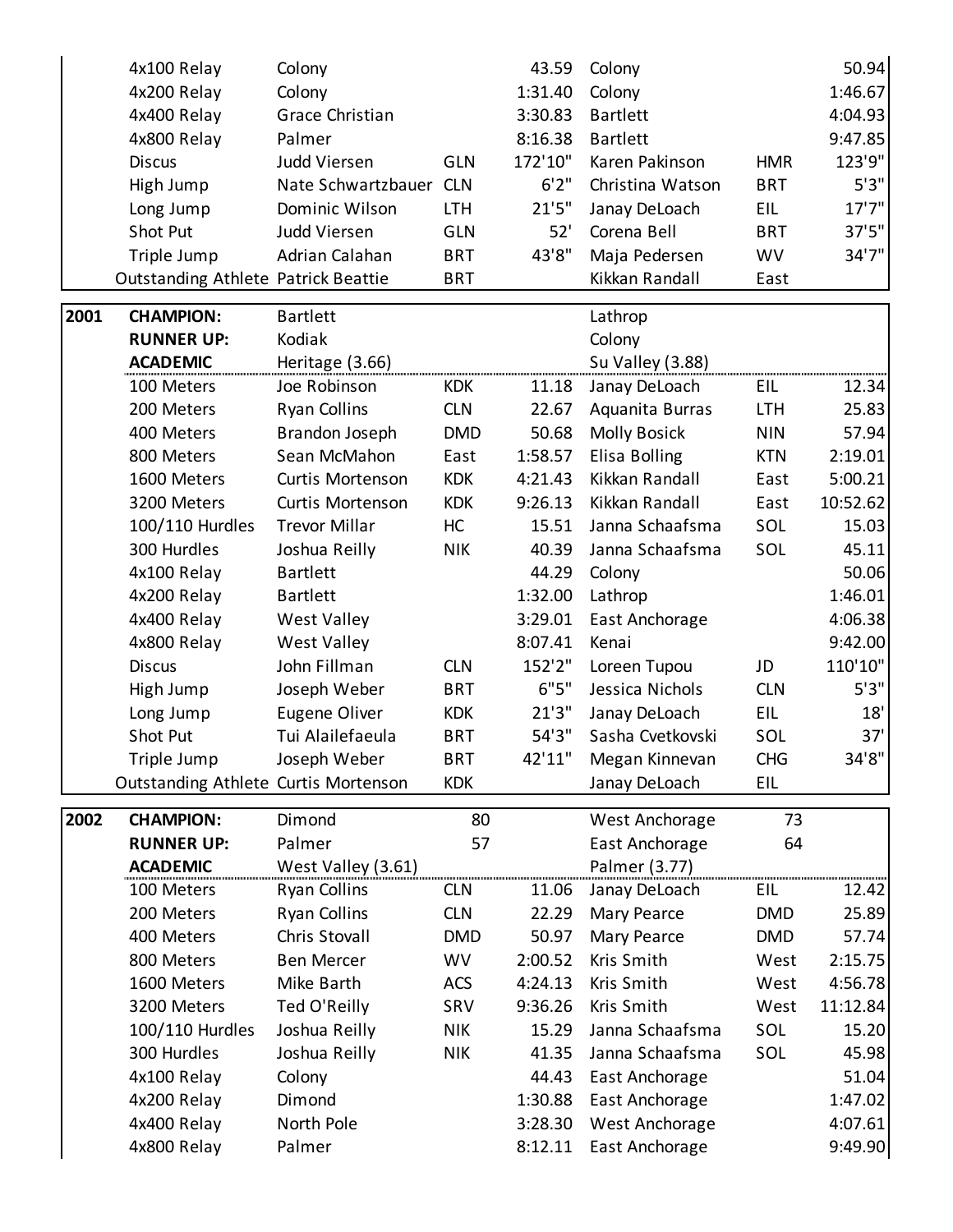| | | | | | | | |
|---|---|---|---|---|---|---|---|
| | 4x100 Relay | Colony | | 43.59 | Colony | | 50.94 |
| | 4x200 Relay | Colony | | 1:31.40 | Colony | | 1:46.67 |
| | 4x400 Relay | Grace Christian | | 3:30.83 | Bartlett | | 4:04.93 |
| | 4x800 Relay | Palmer | | 8:16.38 | Bartlett | | 9:47.85 |
| | Discus | Judd Viersen | GLN | 172'10" | Karen Pakinson | HMR | 123'9" |
| | High Jump | Nate Schwartzbauer | CLN | 6'2" | Christina Watson | BRT | 5'3" |
| | Long Jump | Dominic Wilson | LTH | 21'5" | Janay DeLoach | EIL | 17'7" |
| | Shot Put | Judd Viersen | GLN | 52' | Corena Bell | BRT | 37'5" |
| | Triple Jump | Adrian Calahan | BRT | 43'8" | Maja Pedersen | WV | 34'7" |
| | Outstanding Athlete | Patrick Beattie | BRT | | Kikkan Randall | East | |

| | | | | | | | |
|---|---|---|---|---|---|---|---|
| **2001** | **CHAMPION:** | Bartlett | | | Lathrop | | |
| | **RUNNER UP:** | Kodiak | | | Colony | | |
| | **ACADEMIC** | Heritage (3.66) | | | Su Valley (3.88) | | |
| | 100 Meters | Joe Robinson | KDK | 11.18 | Janay DeLoach | EIL | 12.34 |
| | 200 Meters | Ryan Collins | CLN | 22.67 | Aquanita Burras | LTH | 25.83 |
| | 400 Meters | Brandon Joseph | DMD | 50.68 | Molly Bosick | NIN | 57.94 |
| | 800 Meters | Sean McMahon | East | 1:58.57 | Elisa Bolling | KTN | 2:19.01 |
| | 1600 Meters | Curtis Mortenson | KDK | 4:21.43 | Kikkan Randall | East | 5:00.21 |
| | 3200 Meters | Curtis Mortenson | KDK | 9:26.13 | Kikkan Randall | East | 10:52.62 |
| | 100/110 Hurdles | Trevor Millar | HC | 15.51 | Janna Schaafsma | SOL | 15.03 |
| | 300 Hurdles | Joshua Reilly | NIK | 40.39 | Janna Schaafsma | SOL | 45.11 |
| | 4x100 Relay | Bartlett | | 44.29 | Colony | | 50.06 |
| | 4x200 Relay | Bartlett | | 1:32.00 | Lathrop | | 1:46.01 |
| | 4x400 Relay | West Valley | | 3:29.01 | East Anchorage | | 4:06.38 |
| | 4x800 Relay | West Valley | | 8:07.41 | Kenai | | 9:42.00 |
| | Discus | John Fillman | CLN | 152'2" | Loreen Tupou | JD | 110'10" |
| | High Jump | Joseph Weber | BRT | 6"5" | Jessica Nichols | CLN | 5'3" |
| | Long Jump | Eugene Oliver | KDK | 21'3" | Janay DeLoach | EIL | 18' |
| | Shot Put | Tui Alailefaeula | BRT | 54'3" | Sasha Cvetkovski | SOL | 37' |
| | Triple Jump | Joseph Weber | BRT | 42'11" | Megan Kinnevan | CHG | 34'8" |
| | Outstanding Athlete | Curtis Mortenson | KDK | | Janay DeLoach | EIL | |

| | | | | | | | |
|---|---|---|---|---|---|---|---|
| **2002** | **CHAMPION:** | Dimond | 80 | | West Anchorage | 73 | |
| | **RUNNER UP:** | Palmer | 57 | | East Anchorage | 64 | |
| | **ACADEMIC** | West Valley (3.61) | | | Palmer (3.77) | | |
| | 100 Meters | Ryan Collins | CLN | 11.06 | Janay DeLoach | EIL | 12.42 |
| | 200 Meters | Ryan Collins | CLN | 22.29 | Mary Pearce | DMD | 25.89 |
| | 400 Meters | Chris Stovall | DMD | 50.97 | Mary Pearce | DMD | 57.74 |
| | 800 Meters | Ben Mercer | WV | 2:00.52 | Kris Smith | West | 2:15.75 |
| | 1600 Meters | Mike Barth | ACS | 4:24.13 | Kris Smith | West | 4:56.78 |
| | 3200 Meters | Ted O'Reilly | SRV | 9:36.26 | Kris Smith | West | 11:12.84 |
| | 100/110 Hurdles | Joshua Reilly | NIK | 15.29 | Janna Schaafsma | SOL | 15.20 |
| | 300 Hurdles | Joshua Reilly | NIK | 41.35 | Janna Schaafsma | SOL | 45.98 |
| | 4x100 Relay | Colony | | 44.43 | East Anchorage | | 51.04 |
| | 4x200 Relay | Dimond | | 1:30.88 | East Anchorage | | 1:47.02 |
| | 4x400 Relay | North Pole | | 3:28.30 | West Anchorage | | 4:07.61 |
| | 4x800 Relay | Palmer | | 8:12.11 | East Anchorage | | 9:49.90 |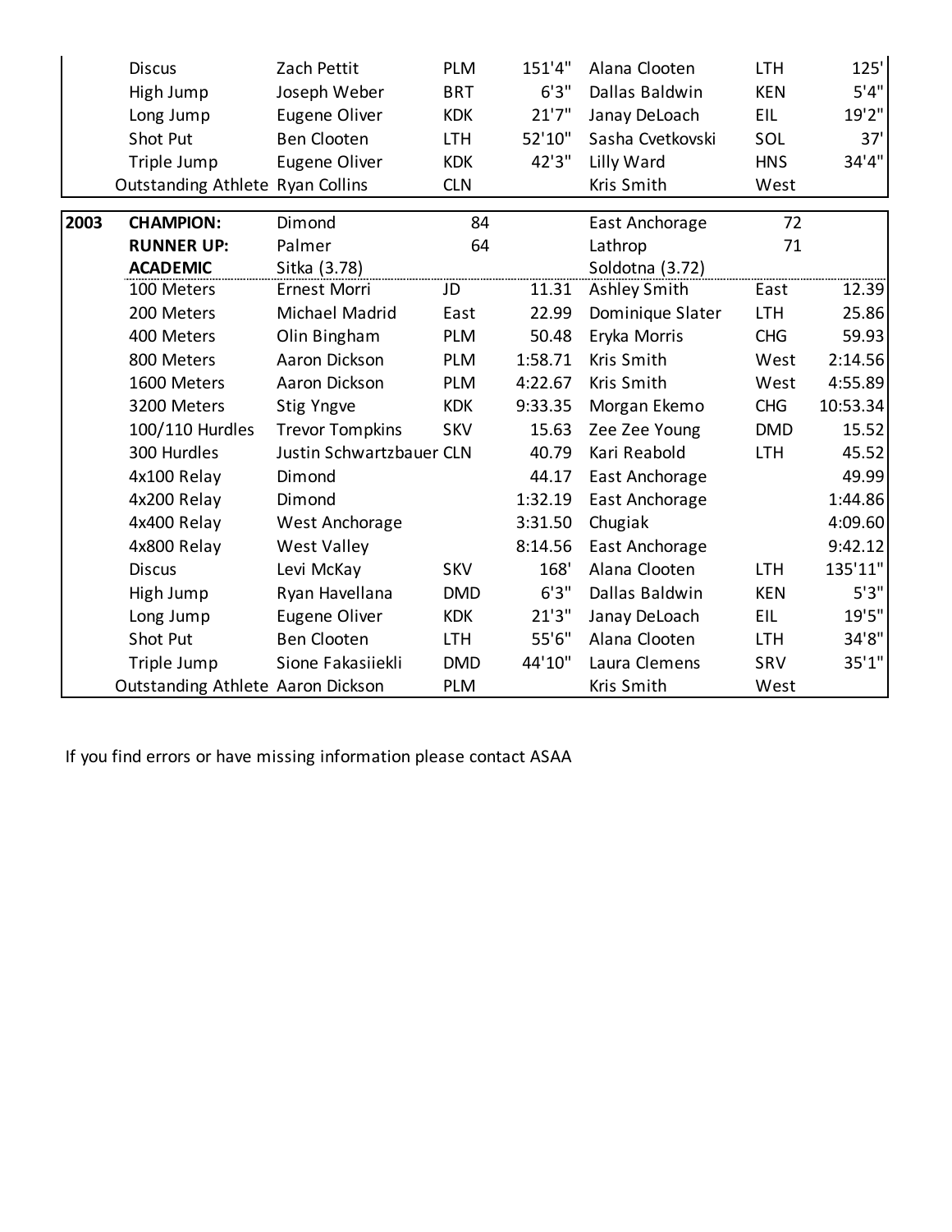| | | | | | | | |
|---|---|---|---|---|---|---|---|
| | Discus | Zach Pettit | PLM | 151'4" | Alana Clooten | LTH | 125' |
| | High Jump | Joseph Weber | BRT | 6'3" | Dallas Baldwin | KEN | 5'4" |
| | Long Jump | Eugene Oliver | KDK | 21'7" | Janay DeLoach | EIL | 19'2" |
| | Shot Put | Ben Clooten | LTH | 52'10" | Sasha Cvetkovski | SOL | 37' |
| | Triple Jump | Eugene Oliver | KDK | 42'3" | Lilly Ward | HNS | 34'4" |
| | Outstanding Athlete | Ryan Collins | CLN | | Kris Smith | West | |

| | | | | | | | |
|---|---|---|---|---|---|---|---|
| **2003** | **CHAMPION:** | Dimond | 84 | | East Anchorage | 72 | |
| | **RUNNER UP:** | Palmer | 64 | | Lathrop | 71 | |
| | **ACADEMIC** | Sitka (3.78) | | | Soldotna (3.72) | | |
| | 100 Meters | Ernest Morri | JD | 11.31 | Ashley Smith | East | 12.39 |
| | 200 Meters | Michael Madrid | East | 22.99 | Dominique Slater | LTH | 25.86 |
| | 400 Meters | Olin Bingham | PLM | 50.48 | Eryka Morris | CHG | 59.93 |
| | 800 Meters | Aaron Dickson | PLM | 1:58.71 | Kris Smith | West | 2:14.56 |
| | 1600 Meters | Aaron Dickson | PLM | 4:22.67 | Kris Smith | West | 4:55.89 |
| | 3200 Meters | Stig Yngve | KDK | 9:33.35 | Morgan Ekemo | CHG | 10:53.34 |
| | 100/110 Hurdles | Trevor Tompkins | SKV | 15.63 | Zee Zee Young | DMD | 15.52 |
| | 300 Hurdles | Justin Schwartzbauer | CLN | 40.79 | Kari Reabold | LTH | 45.52 |
| | 4x100 Relay | Dimond | | 44.17 | East Anchorage | | 49.99 |
| | 4x200 Relay | Dimond | | 1:32.19 | East Anchorage | | 1:44.86 |
| | 4x400 Relay | West Anchorage | | 3:31.50 | Chugiak | | 4:09.60 |
| | 4x800 Relay | West Valley | | 8:14.56 | East Anchorage | | 9:42.12 |
| | Discus | Levi McKay | SKV | 168' | Alana Clooten | LTH | 135'11" |
| | High Jump | Ryan Havellana | DMD | 6'3" | Dallas Baldwin | KEN | 5'3" |
| | Long Jump | Eugene Oliver | KDK | 21'3" | Janay DeLoach | EIL | 19'5" |
| | Shot Put | Ben Clooten | LTH | 55'6" | Alana Clooten | LTH | 34'8" |
| | Triple Jump | Sione Fakasiiekli | DMD | 44'10" | Laura Clemens | SRV | 35'1" |
| | Outstanding Athlete | Aaron Dickson | PLM | | Kris Smith | West | |

If you find errors or have missing information please contact ASAA